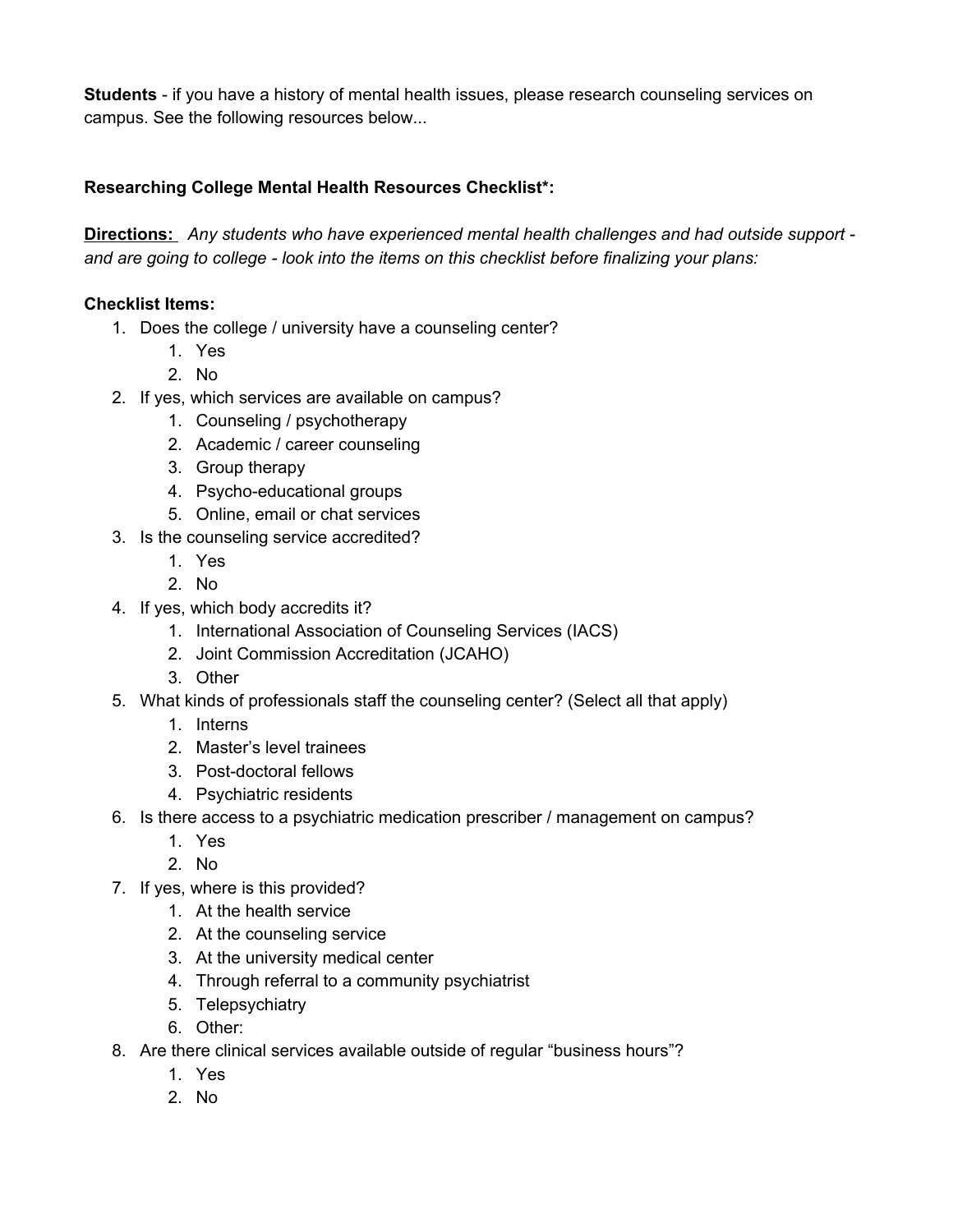**Students** - if you have a history of mental health issues, please research counseling services on campus. See the following resources below...

**Researching College Mental Health Resources Checklist*:**

**<u>Directions:</u>** *Any students who have experienced mental health challenges and had outside support - and are going to college - look into the items on this checklist before finalizing your plans:*

**Checklist Items:**

1. Does the college / university have a counseling center?
    1. Yes
    2. No
2. If yes, which services are available on campus?
    1. Counseling / psychotherapy
    2. Academic / career counseling
    3. Group therapy
    4. Psycho-educational groups
    5. Online, email or chat services
3. Is the counseling service accredited?
    1. Yes
    2. No
4. If yes, which body accredits it?
    1. International Association of Counseling Services (IACS)
    2. Joint Commission Accreditation (JCAHO)
    3. Other
5. What kinds of professionals staff the counseling center? (Select all that apply)
    1. Interns
    2. Master's level trainees
    3. Post-doctoral fellows
    4. Psychiatric residents
6. Is there access to a psychiatric medication prescriber / management on campus?
    1. Yes
    2. No
7. If yes, where is this provided?
    1. At the health service
    2. At the counseling service
    3. At the university medical center
    4. Through referral to a community psychiatrist
    5. Telepsychiatry
    6. Other:
8. Are there clinical services available outside of regular "business hours"?
    1. Yes
    2. No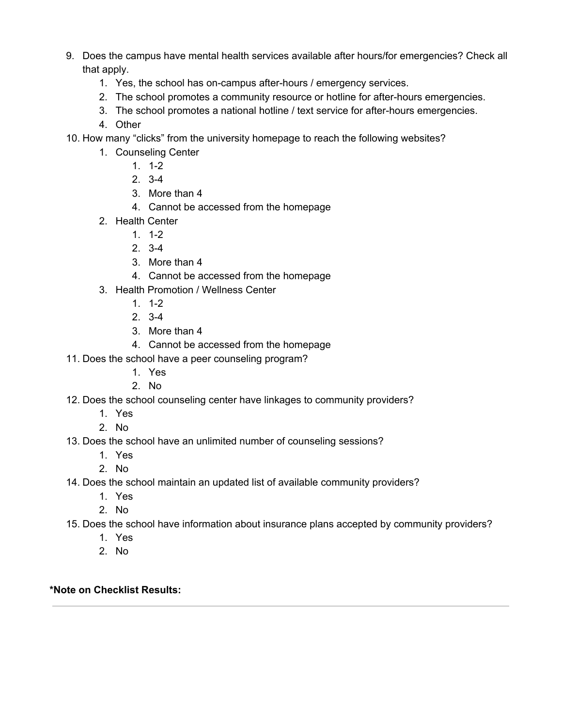9. Does the campus have mental health services available after hours/for emergencies? Check all that apply.
    1. Yes, the school has on-campus after-hours / emergency services.
    2. The school promotes a community resource or hotline for after-hours emergencies.
    3. The school promotes a national hotline / text service for after-hours emergencies.
    4. Other
10. How many “clicks” from the university homepage to reach the following websites?
    1. Counseling Center
        1. 1-2
        2. 3-4
        3. More than 4
        4. Cannot be accessed from the homepage
    2. Health Center
        1. 1-2
        2. 3-4
        3. More than 4
        4. Cannot be accessed from the homepage
    3. Health Promotion / Wellness Center
        1. 1-2
        2. 3-4
        3. More than 4
        4. Cannot be accessed from the homepage
11. Does the school have a peer counseling program?
    1. Yes
    2. No
12. Does the school counseling center have linkages to community providers?
    1. Yes
    2. No
13. Does the school have an unlimited number of counseling sessions?
    1. Yes
    2. No
14. Does the school maintain an updated list of available community providers?
    1. Yes
    2. No
15. Does the school have information about insurance plans accepted by community providers?
    1. Yes
    2. No

**\*Note on Checklist Results:**

---